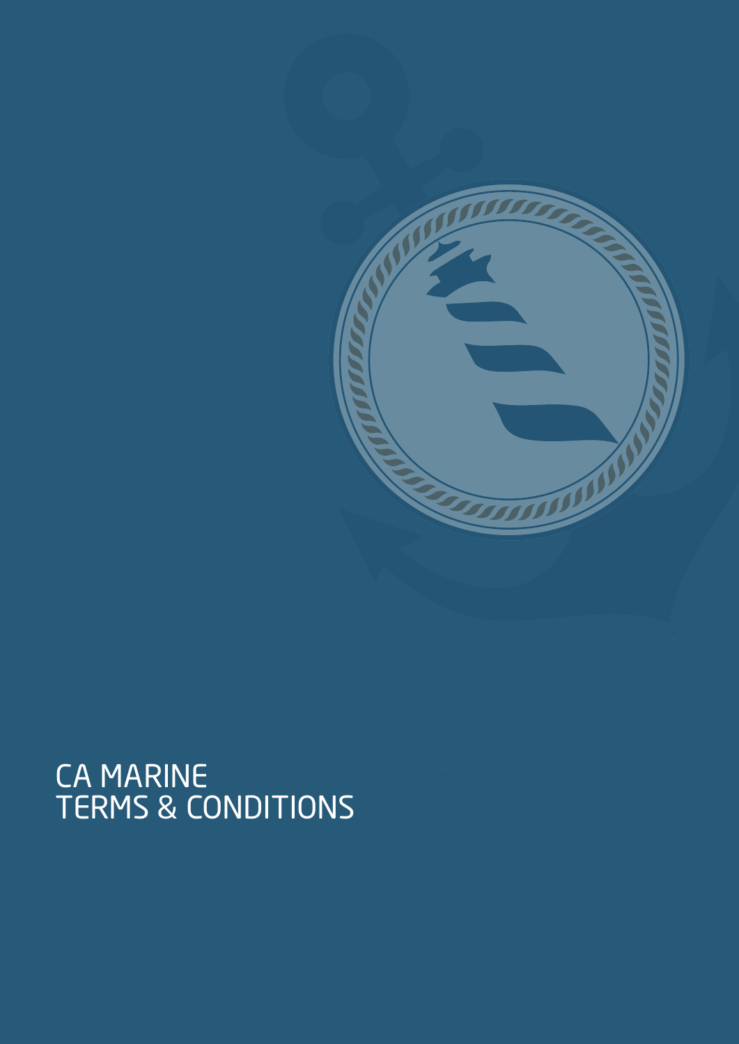# CA MARINE
# TERMS & CONDITIONS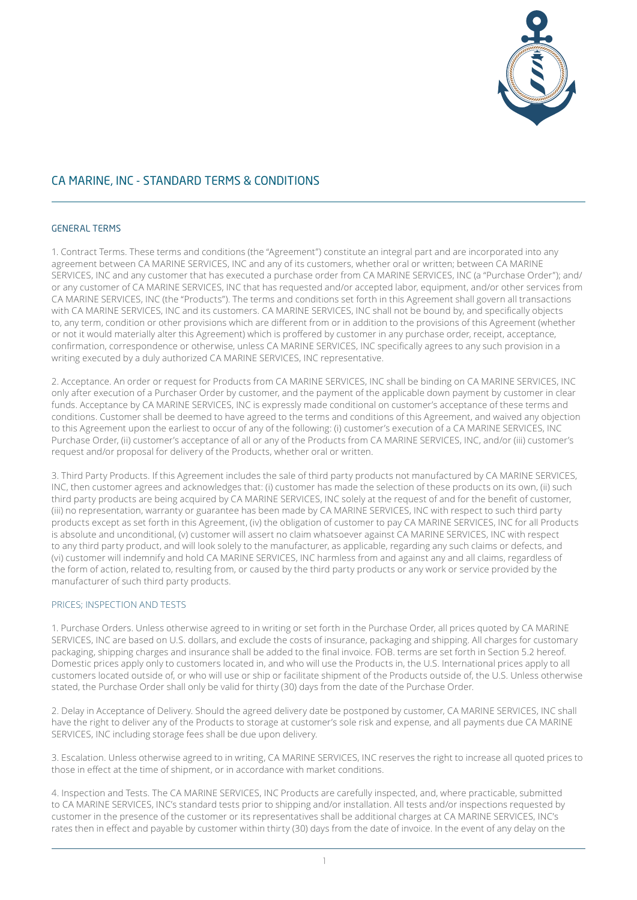## CA MARINE, INC - STANDARD TERMS & CONDITIONS

### GENERAL TERMS

1. Contract Terms. These terms and conditions (the "Agreement") constitute an integral part and are incorporated into any agreement between CA MARINE SERVICES, INC and any of its customers, whether oral or written; between CA MARINE SERVICES, INC and any customer that has executed a purchase order from CA MARINE SERVICES, INC (a "Purchase Order"); and/or any customer of CA MARINE SERVICES, INC that has requested and/or accepted labor, equipment, and/or other services from CA MARINE SERVICES, INC (the "Products"). The terms and conditions set forth in this Agreement shall govern all transactions with CA MARINE SERVICES, INC and its customers. CA MARINE SERVICES, INC shall not be bound by, and specifically objects to, any term, condition or other provisions which are different from or in addition to the provisions of this Agreement (whether or not it would materially alter this Agreement) which is proffered by customer in any purchase order, receipt, acceptance, confirmation, correspondence or otherwise, unless CA MARINE SERVICES, INC specifically agrees to any such provision in a writing executed by a duly authorized CA MARINE SERVICES, INC representative.

2. Acceptance. An order or request for Products from CA MARINE SERVICES, INC shall be binding on CA MARINE SERVICES, INC only after execution of a Purchaser Order by customer, and the payment of the applicable down payment by customer in clear funds. Acceptance by CA MARINE SERVICES, INC is expressly made conditional on customer's acceptance of these terms and conditions. Customer shall be deemed to have agreed to the terms and conditions of this Agreement, and waived any objection to this Agreement upon the earliest to occur of any of the following: (i) customer's execution of a CA MARINE SERVICES, INC Purchase Order, (ii) customer's acceptance of all or any of the Products from CA MARINE SERVICES, INC, and/or (iii) customer's request and/or proposal for delivery of the Products, whether oral or written.

3. Third Party Products. If this Agreement includes the sale of third party products not manufactured by CA MARINE SERVICES, INC, then customer agrees and acknowledges that: (i) customer has made the selection of these products on its own, (ii) such third party products are being acquired by CA MARINE SERVICES, INC solely at the request of and for the benefit of customer, (iii) no representation, warranty or guarantee has been made by CA MARINE SERVICES, INC with respect to such third party products except as set forth in this Agreement, (iv) the obligation of customer to pay CA MARINE SERVICES, INC for all Products is absolute and unconditional, (v) customer will assert no claim whatsoever against CA MARINE SERVICES, INC with respect to any third party product, and will look solely to the manufacturer, as applicable, regarding any such claims or defects, and (vi) customer will indemnify and hold CA MARINE SERVICES, INC harmless from and against any and all claims, regardless of the form of action, related to, resulting from, or caused by the third party products or any work or service provided by the manufacturer of such third party products.

### PRICES; INSPECTION AND TESTS

1. Purchase Orders. Unless otherwise agreed to in writing or set forth in the Purchase Order, all prices quoted by CA MARINE SERVICES, INC are based on U.S. dollars, and exclude the costs of insurance, packaging and shipping. All charges for customary packaging, shipping charges and insurance shall be added to the final invoice. FOB. terms are set forth in Section 5.2 hereof. Domestic prices apply only to customers located in, and who will use the Products in, the U.S. International prices apply to all customers located outside of, or who will use or ship or facilitate shipment of the Products outside of, the U.S. Unless otherwise stated, the Purchase Order shall only be valid for thirty (30) days from the date of the Purchase Order.

2. Delay in Acceptance of Delivery. Should the agreed delivery date be postponed by customer, CA MARINE SERVICES, INC shall have the right to deliver any of the Products to storage at customer's sole risk and expense, and all payments due CA MARINE SERVICES, INC including storage fees shall be due upon delivery.

3. Escalation. Unless otherwise agreed to in writing, CA MARINE SERVICES, INC reserves the right to increase all quoted prices to those in effect at the time of shipment, or in accordance with market conditions.

4. Inspection and Tests. The CA MARINE SERVICES, INC Products are carefully inspected, and, where practicable, submitted to CA MARINE SERVICES, INC's standard tests prior to shipping and/or installation. All tests and/or inspections requested by customer in the presence of the customer or its representatives shall be additional charges at CA MARINE SERVICES, INC's rates then in effect and payable by customer within thirty (30) days from the date of invoice. In the event of any delay on the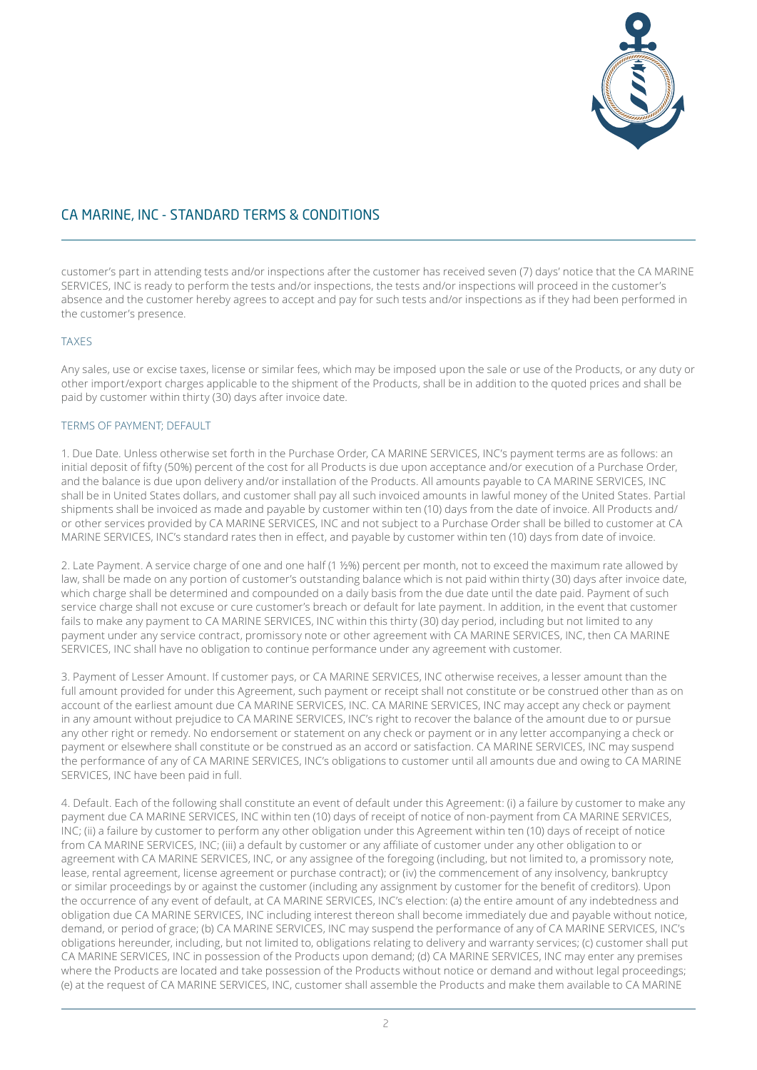customer's part in attending tests and/or inspections after the customer has received seven (7) days' notice that the CA MARINE SERVICES, INC is ready to perform the tests and/or inspections, the tests and/or inspections will proceed in the customer's absence and the customer hereby agrees to accept and pay for such tests and/or inspections as if they had been performed in the customer's presence.

### TAXES

Any sales, use or excise taxes, license or similar fees, which may be imposed upon the sale or use of the Products, or any duty or other import/export charges applicable to the shipment of the Products, shall be in addition to the quoted prices and shall be paid by customer within thirty (30) days after invoice date.

### TERMS OF PAYMENT; DEFAULT

1. Due Date. Unless otherwise set forth in the Purchase Order, CA MARINE SERVICES, INC's payment terms are as follows: an initial deposit of fifty (50%) percent of the cost for all Products is due upon acceptance and/or execution of a Purchase Order, and the balance is due upon delivery and/or installation of the Products. All amounts payable to CA MARINE SERVICES, INC shall be in United States dollars, and customer shall pay all such invoiced amounts in lawful money of the United States. Partial shipments shall be invoiced as made and payable by customer within ten (10) days from the date of invoice. All Products and/ or other services provided by CA MARINE SERVICES, INC and not subject to a Purchase Order shall be billed to customer at CA MARINE SERVICES, INC's standard rates then in effect, and payable by customer within ten (10) days from date of invoice.

2. Late Payment. A service charge of one and one half (1 ½%) percent per month, not to exceed the maximum rate allowed by law, shall be made on any portion of customer's outstanding balance which is not paid within thirty (30) days after invoice date, which charge shall be determined and compounded on a daily basis from the due date until the date paid. Payment of such service charge shall not excuse or cure customer's breach or default for late payment. In addition, in the event that customer fails to make any payment to CA MARINE SERVICES, INC within this thirty (30) day period, including but not limited to any payment under any service contract, promissory note or other agreement with CA MARINE SERVICES, INC, then CA MARINE SERVICES, INC shall have no obligation to continue performance under any agreement with customer.

3. Payment of Lesser Amount. If customer pays, or CA MARINE SERVICES, INC otherwise receives, a lesser amount than the full amount provided for under this Agreement, such payment or receipt shall not constitute or be construed other than as on account of the earliest amount due CA MARINE SERVICES, INC. CA MARINE SERVICES, INC may accept any check or payment in any amount without prejudice to CA MARINE SERVICES, INC's right to recover the balance of the amount due to or pursue any other right or remedy. No endorsement or statement on any check or payment or in any letter accompanying a check or payment or elsewhere shall constitute or be construed as an accord or satisfaction. CA MARINE SERVICES, INC may suspend the performance of any of CA MARINE SERVICES, INC's obligations to customer until all amounts due and owing to CA MARINE SERVICES, INC have been paid in full.

4. Default. Each of the following shall constitute an event of default under this Agreement: (i) a failure by customer to make any payment due CA MARINE SERVICES, INC within ten (10) days of receipt of notice of non-payment from CA MARINE SERVICES, INC; (ii) a failure by customer to perform any other obligation under this Agreement within ten (10) days of receipt of notice from CA MARINE SERVICES, INC; (iii) a default by customer or any affiliate of customer under any other obligation to or agreement with CA MARINE SERVICES, INC, or any assignee of the foregoing (including, but not limited to, a promissory note, lease, rental agreement, license agreement or purchase contract); or (iv) the commencement of any insolvency, bankruptcy or similar proceedings by or against the customer (including any assignment by customer for the benefit of creditors). Upon the occurrence of any event of default, at CA MARINE SERVICES, INC's election: (a) the entire amount of any indebtedness and obligation due CA MARINE SERVICES, INC including interest thereon shall become immediately due and payable without notice, demand, or period of grace; (b) CA MARINE SERVICES, INC may suspend the performance of any of CA MARINE SERVICES, INC's obligations hereunder, including, but not limited to, obligations relating to delivery and warranty services; (c) customer shall put CA MARINE SERVICES, INC in possession of the Products upon demand; (d) CA MARINE SERVICES, INC may enter any premises where the Products are located and take possession of the Products without notice or demand and without legal proceedings; (e) at the request of CA MARINE SERVICES, INC, customer shall assemble the Products and make them available to CA MARINE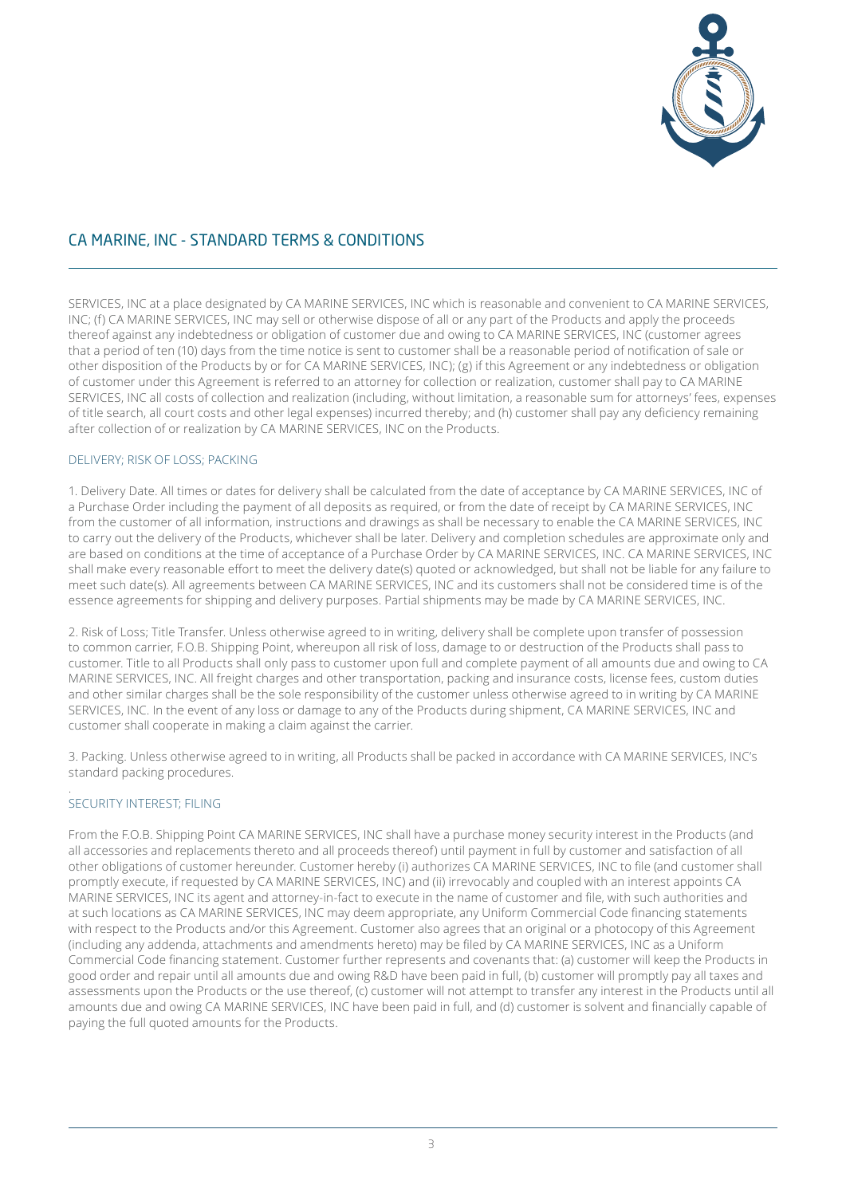## CA MARINE, INC - STANDARD TERMS & CONDITIONS

SERVICES, INC at a place designated by CA MARINE SERVICES, INC which is reasonable and convenient to CA MARINE SERVICES, INC; (f) CA MARINE SERVICES, INC may sell or otherwise dispose of all or any part of the Products and apply the proceeds thereof against any indebtedness or obligation of customer due and owing to CA MARINE SERVICES, INC (customer agrees that a period of ten (10) days from the time notice is sent to customer shall be a reasonable period of notification of sale or other disposition of the Products by or for CA MARINE SERVICES, INC); (g) if this Agreement or any indebtedness or obligation of customer under this Agreement is referred to an attorney for collection or realization, customer shall pay to CA MARINE SERVICES, INC all costs of collection and realization (including, without limitation, a reasonable sum for attorneys' fees, expenses of title search, all court costs and other legal expenses) incurred thereby; and (h) customer shall pay any deficiency remaining after collection of or realization by CA MARINE SERVICES, INC on the Products.

### DELIVERY; RISK OF LOSS; PACKING

1. Delivery Date. All times or dates for delivery shall be calculated from the date of acceptance by CA MARINE SERVICES, INC of a Purchase Order including the payment of all deposits as required, or from the date of receipt by CA MARINE SERVICES, INC from the customer of all information, instructions and drawings as shall be necessary to enable the CA MARINE SERVICES, INC to carry out the delivery of the Products, whichever shall be later. Delivery and completion schedules are approximate only and are based on conditions at the time of acceptance of a Purchase Order by CA MARINE SERVICES, INC. CA MARINE SERVICES, INC shall make every reasonable effort to meet the delivery date(s) quoted or acknowledged, but shall not be liable for any failure to meet such date(s). All agreements between CA MARINE SERVICES, INC and its customers shall not be considered time is of the essence agreements for shipping and delivery purposes. Partial shipments may be made by CA MARINE SERVICES, INC.

2. Risk of Loss; Title Transfer. Unless otherwise agreed to in writing, delivery shall be complete upon transfer of possession to common carrier, F.O.B. Shipping Point, whereupon all risk of loss, damage to or destruction of the Products shall pass to customer. Title to all Products shall only pass to customer upon full and complete payment of all amounts due and owing to CA MARINE SERVICES, INC. All freight charges and other transportation, packing and insurance costs, license fees, custom duties and other similar charges shall be the sole responsibility of the customer unless otherwise agreed to in writing by CA MARINE SERVICES, INC. In the event of any loss or damage to any of the Products during shipment, CA MARINE SERVICES, INC and customer shall cooperate in making a claim against the carrier.

3. Packing. Unless otherwise agreed to in writing, all Products shall be packed in accordance with CA MARINE SERVICES, INC's standard packing procedures.

### SECURITY INTEREST; FILING

From the F.O.B. Shipping Point CA MARINE SERVICES, INC shall have a purchase money security interest in the Products (and all accessories and replacements thereto and all proceeds thereof) until payment in full by customer and satisfaction of all other obligations of customer hereunder. Customer hereby (i) authorizes CA MARINE SERVICES, INC to file (and customer shall promptly execute, if requested by CA MARINE SERVICES, INC) and (ii) irrevocably and coupled with an interest appoints CA MARINE SERVICES, INC its agent and attorney-in-fact to execute in the name of customer and file, with such authorities and at such locations as CA MARINE SERVICES, INC may deem appropriate, any Uniform Commercial Code financing statements with respect to the Products and/or this Agreement. Customer also agrees that an original or a photocopy of this Agreement (including any addenda, attachments and amendments hereto) may be filed by CA MARINE SERVICES, INC as a Uniform Commercial Code financing statement. Customer further represents and covenants that: (a) customer will keep the Products in good order and repair until all amounts due and owing R&D have been paid in full, (b) customer will promptly pay all taxes and assessments upon the Products or the use thereof, (c) customer will not attempt to transfer any interest in the Products until all amounts due and owing CA MARINE SERVICES, INC have been paid in full, and (d) customer is solvent and financially capable of paying the full quoted amounts for the Products.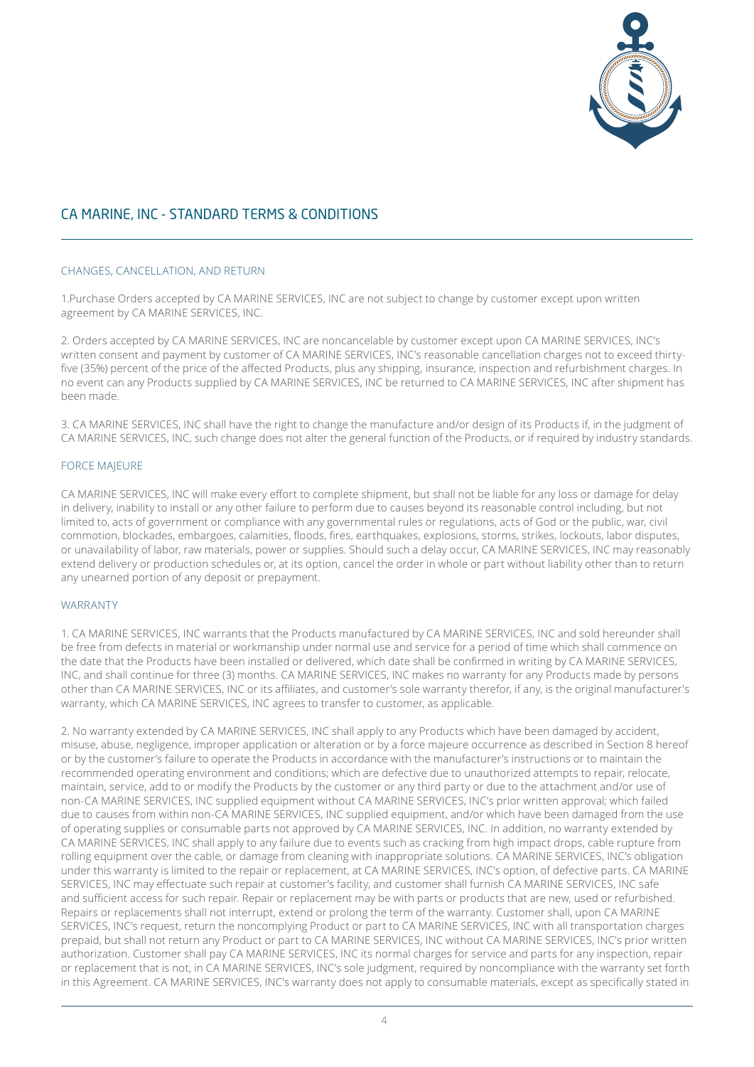# CA MARINE, INC - STANDARD TERMS & CONDITIONS

## CHANGES, CANCELLATION, AND RETURN

1.Purchase Orders accepted by CA MARINE SERVICES, INC are not subject to change by customer except upon written agreement by CA MARINE SERVICES, INC.

2. Orders accepted by CA MARINE SERVICES, INC are noncancelable by customer except upon CA MARINE SERVICES, INC's written consent and payment by customer of CA MARINE SERVICES, INC's reasonable cancellation charges not to exceed thirty-five (35%) percent of the price of the affected Products, plus any shipping, insurance, inspection and refurbishment charges. In no event can any Products supplied by CA MARINE SERVICES, INC be returned to CA MARINE SERVICES, INC after shipment has been made.

3. CA MARINE SERVICES, INC shall have the right to change the manufacture and/or design of its Products if, in the judgment of CA MARINE SERVICES, INC, such change does not alter the general function of the Products, or if required by industry standards.

## FORCE MAJEURE

CA MARINE SERVICES, INC will make every effort to complete shipment, but shall not be liable for any loss or damage for delay in delivery, inability to install or any other failure to perform due to causes beyond its reasonable control including, but not limited to, acts of government or compliance with any governmental rules or regulations, acts of God or the public, war, civil commotion, blockades, embargoes, calamities, floods, fires, earthquakes, explosions, storms, strikes, lockouts, labor disputes, or unavailability of labor, raw materials, power or supplies. Should such a delay occur, CA MARINE SERVICES, INC may reasonably extend delivery or production schedules or, at its option, cancel the order in whole or part without liability other than to return any unearned portion of any deposit or prepayment.

## WARRANTY

1. CA MARINE SERVICES, INC warrants that the Products manufactured by CA MARINE SERVICES, INC and sold hereunder shall be free from defects in material or workmanship under normal use and service for a period of time which shall commence on the date that the Products have been installed or delivered, which date shall be confirmed in writing by CA MARINE SERVICES, INC, and shall continue for three (3) months. CA MARINE SERVICES, INC makes no warranty for any Products made by persons other than CA MARINE SERVICES, INC or its affiliates, and customer's sole warranty therefor, if any, is the original manufacturer's warranty, which CA MARINE SERVICES, INC agrees to transfer to customer, as applicable.

2. No warranty extended by CA MARINE SERVICES, INC shall apply to any Products which have been damaged by accident, misuse, abuse, negligence, improper application or alteration or by a force majeure occurrence as described in Section 8 hereof or by the customer's failure to operate the Products in accordance with the manufacturer's instructions or to maintain the recommended operating environment and conditions; which are defective due to unauthorized attempts to repair, relocate, maintain, service, add to or modify the Products by the customer or any third party or due to the attachment and/or use of non-CA MARINE SERVICES, INC supplied equipment without CA MARINE SERVICES, INC's prior written approval; which failed due to causes from within non-CA MARINE SERVICES, INC supplied equipment, and/or which have been damaged from the use of operating supplies or consumable parts not approved by CA MARINE SERVICES, INC. In addition, no warranty extended by CA MARINE SERVICES, INC shall apply to any failure due to events such as cracking from high impact drops, cable rupture from rolling equipment over the cable, or damage from cleaning with inappropriate solutions. CA MARINE SERVICES, INC's obligation under this warranty is limited to the repair or replacement, at CA MARINE SERVICES, INC's option, of defective parts. CA MARINE SERVICES, INC may effectuate such repair at customer's facility, and customer shall furnish CA MARINE SERVICES, INC safe and sufficient access for such repair. Repair or replacement may be with parts or products that are new, used or refurbished. Repairs or replacements shall not interrupt, extend or prolong the term of the warranty. Customer shall, upon CA MARINE SERVICES, INC's request, return the noncomplying Product or part to CA MARINE SERVICES, INC with all transportation charges prepaid, but shall not return any Product or part to CA MARINE SERVICES, INC without CA MARINE SERVICES, INC's prior written authorization. Customer shall pay CA MARINE SERVICES, INC its normal charges for service and parts for any inspection, repair or replacement that is not, in CA MARINE SERVICES, INC's sole judgment, required by noncompliance with the warranty set forth in this Agreement. CA MARINE SERVICES, INC's warranty does not apply to consumable materials, except as specifically stated in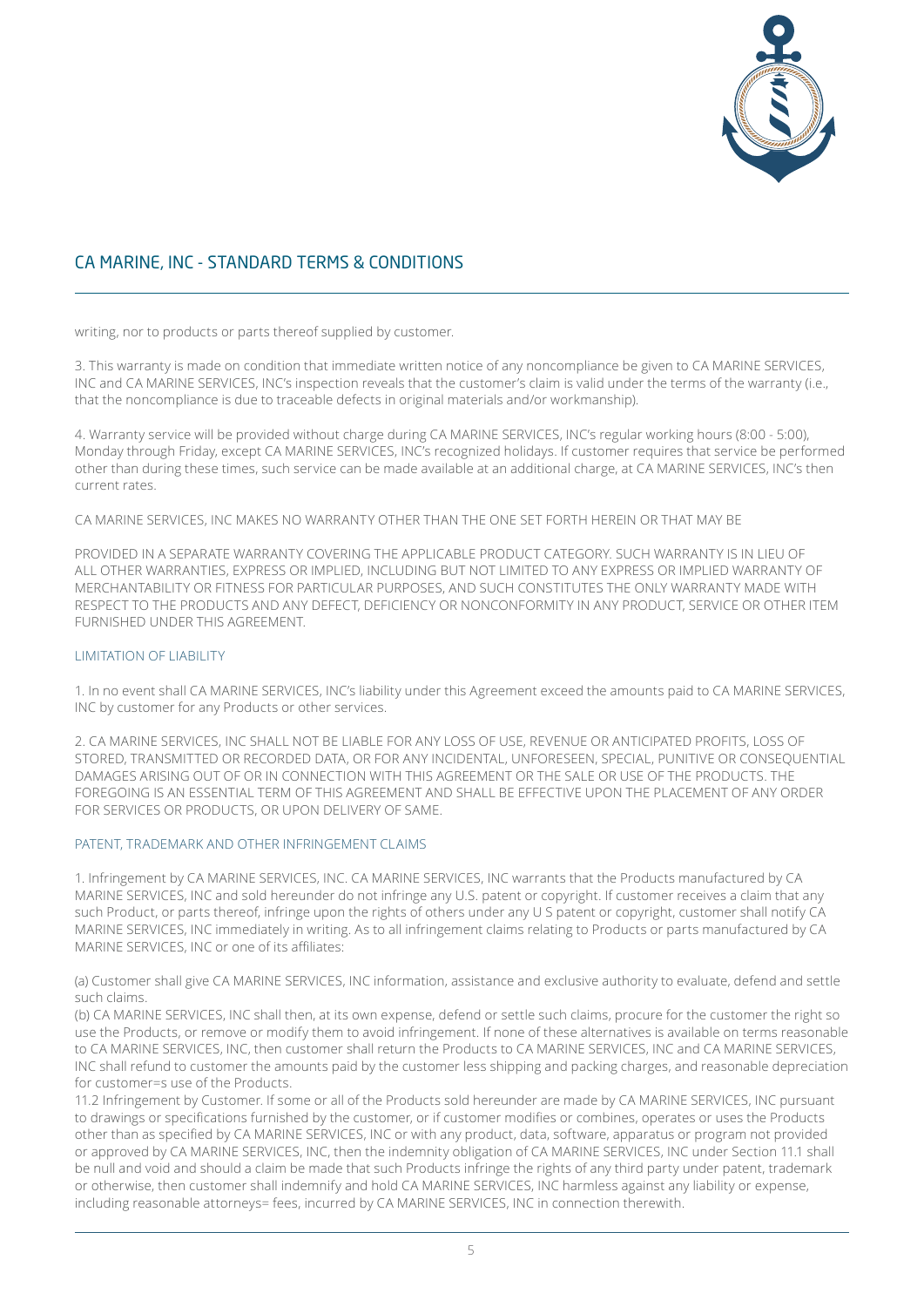writing, nor to products or parts thereof supplied by customer.

3. This warranty is made on condition that immediate written notice of any noncompliance be given to CA MARINE SERVICES, INC and CA MARINE SERVICES, INC's inspection reveals that the customer's claim is valid under the terms of the warranty (i.e., that the noncompliance is due to traceable defects in original materials and/or workmanship).

4. Warranty service will be provided without charge during CA MARINE SERVICES, INC's regular working hours (8:00 - 5:00), Monday through Friday, except CA MARINE SERVICES, INC's recognized holidays. If customer requires that service be performed other than during these times, such service can be made available at an additional charge, at CA MARINE SERVICES, INC's then current rates.

CA MARINE SERVICES, INC MAKES NO WARRANTY OTHER THAN THE ONE SET FORTH HEREIN OR THAT MAY BE

PROVIDED IN A SEPARATE WARRANTY COVERING THE APPLICABLE PRODUCT CATEGORY. SUCH WARRANTY IS IN LIEU OF ALL OTHER WARRANTIES, EXPRESS OR IMPLIED, INCLUDING BUT NOT LIMITED TO ANY EXPRESS OR IMPLIED WARRANTY OF MERCHANTABILITY OR FITNESS FOR PARTICULAR PURPOSES, AND SUCH CONSTITUTES THE ONLY WARRANTY MADE WITH RESPECT TO THE PRODUCTS AND ANY DEFECT, DEFICIENCY OR NONCONFORMITY IN ANY PRODUCT, SERVICE OR OTHER ITEM FURNISHED UNDER THIS AGREEMENT.

## LIMITATION OF LIABILITY

1. In no event shall CA MARINE SERVICES, INC's liability under this Agreement exceed the amounts paid to CA MARINE SERVICES, INC by customer for any Products or other services.

2. CA MARINE SERVICES, INC SHALL NOT BE LIABLE FOR ANY LOSS OF USE, REVENUE OR ANTICIPATED PROFITS, LOSS OF STORED, TRANSMITTED OR RECORDED DATA, OR FOR ANY INCIDENTAL, UNFORESEEN, SPECIAL, PUNITIVE OR CONSEQUENTIAL DAMAGES ARISING OUT OF OR IN CONNECTION WITH THIS AGREEMENT OR THE SALE OR USE OF THE PRODUCTS. THE FOREGOING IS AN ESSENTIAL TERM OF THIS AGREEMENT AND SHALL BE EFFECTIVE UPON THE PLACEMENT OF ANY ORDER FOR SERVICES OR PRODUCTS, OR UPON DELIVERY OF SAME.

## PATENT, TRADEMARK AND OTHER INFRINGEMENT CLAIMS

1. Infringement by CA MARINE SERVICES, INC. CA MARINE SERVICES, INC warrants that the Products manufactured by CA MARINE SERVICES, INC and sold hereunder do not infringe any U.S. patent or copyright. If customer receives a claim that any such Product, or parts thereof, infringe upon the rights of others under any U S patent or copyright, customer shall notify CA MARINE SERVICES, INC immediately in writing. As to all infringement claims relating to Products or parts manufactured by CA MARINE SERVICES, INC or one of its affiliates:

(a) Customer shall give CA MARINE SERVICES, INC information, assistance and exclusive authority to evaluate, defend and settle such claims.
(b) CA MARINE SERVICES, INC shall then, at its own expense, defend or settle such claims, procure for the customer the right so use the Products, or remove or modify them to avoid infringement. If none of these alternatives is available on terms reasonable to CA MARINE SERVICES, INC, then customer shall return the Products to CA MARINE SERVICES, INC and CA MARINE SERVICES, INC shall refund to customer the amounts paid by the customer less shipping and packing charges, and reasonable depreciation for customer=s use of the Products.
11.2 Infringement by Customer. If some or all of the Products sold hereunder are made by CA MARINE SERVICES, INC pursuant to drawings or specifications furnished by the customer, or if customer modifies or combines, operates or uses the Products other than as specified by CA MARINE SERVICES, INC or with any product, data, software, apparatus or program not provided or approved by CA MARINE SERVICES, INC, then the indemnity obligation of CA MARINE SERVICES, INC under Section 11.1 shall be null and void and should a claim be made that such Products infringe the rights of any third party under patent, trademark or otherwise, then customer shall indemnify and hold CA MARINE SERVICES, INC harmless against any liability or expense, including reasonable attorneys= fees, incurred by CA MARINE SERVICES, INC in connection therewith.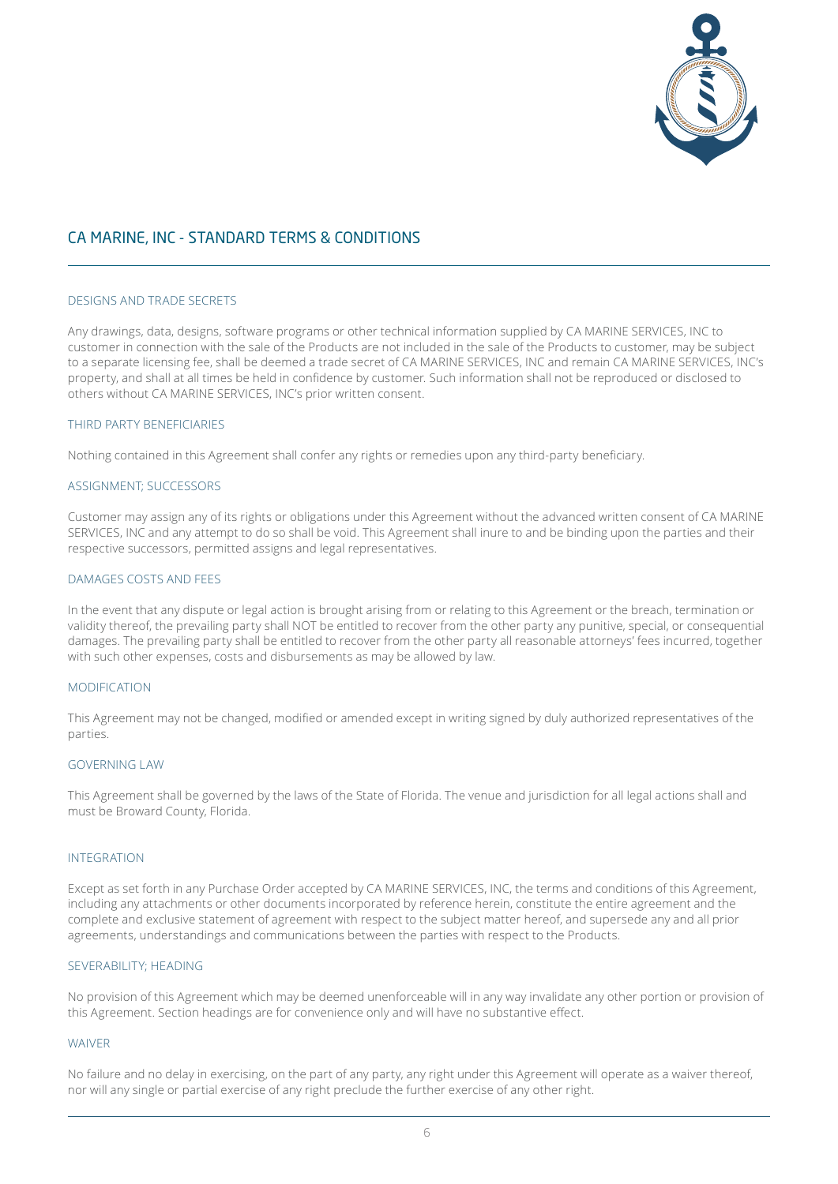# CA MARINE, INC - STANDARD TERMS & CONDITIONS

## DESIGNS AND TRADE SECRETS

Any drawings, data, designs, software programs or other technical information supplied by CA MARINE SERVICES, INC to customer in connection with the sale of the Products are not included in the sale of the Products to customer, may be subject to a separate licensing fee, shall be deemed a trade secret of CA MARINE SERVICES, INC and remain CA MARINE SERVICES, INC's property, and shall at all times be held in confidence by customer. Such information shall not be reproduced or disclosed to others without CA MARINE SERVICES, INC's prior written consent.

## THIRD PARTY BENEFICIARIES

Nothing contained in this Agreement shall confer any rights or remedies upon any third-party beneficiary.

## ASSIGNMENT; SUCCESSORS

Customer may assign any of its rights or obligations under this Agreement without the advanced written consent of CA MARINE SERVICES, INC and any attempt to do so shall be void. This Agreement shall inure to and be binding upon the parties and their respective successors, permitted assigns and legal representatives.

## DAMAGES COSTS AND FEES

In the event that any dispute or legal action is brought arising from or relating to this Agreement or the breach, termination or validity thereof, the prevailing party shall NOT be entitled to recover from the other party any punitive, special, or consequential damages. The prevailing party shall be entitled to recover from the other party all reasonable attorneys' fees incurred, together with such other expenses, costs and disbursements as may be allowed by law.

## MODIFICATION

This Agreement may not be changed, modified or amended except in writing signed by duly authorized representatives of the parties.

## GOVERNING LAW

This Agreement shall be governed by the laws of the State of Florida. The venue and jurisdiction for all legal actions shall and must be Broward County, Florida.

## INTEGRATION

Except as set forth in any Purchase Order accepted by CA MARINE SERVICES, INC, the terms and conditions of this Agreement, including any attachments or other documents incorporated by reference herein, constitute the entire agreement and the complete and exclusive statement of agreement with respect to the subject matter hereof, and supersede any and all prior agreements, understandings and communications between the parties with respect to the Products.

## SEVERABILITY; HEADING

No provision of this Agreement which may be deemed unenforceable will in any way invalidate any other portion or provision of this Agreement. Section headings are for convenience only and will have no substantive effect.

## WAIVER

No failure and no delay in exercising, on the part of any party, any right under this Agreement will operate as a waiver thereof, nor will any single or partial exercise of any right preclude the further exercise of any other right.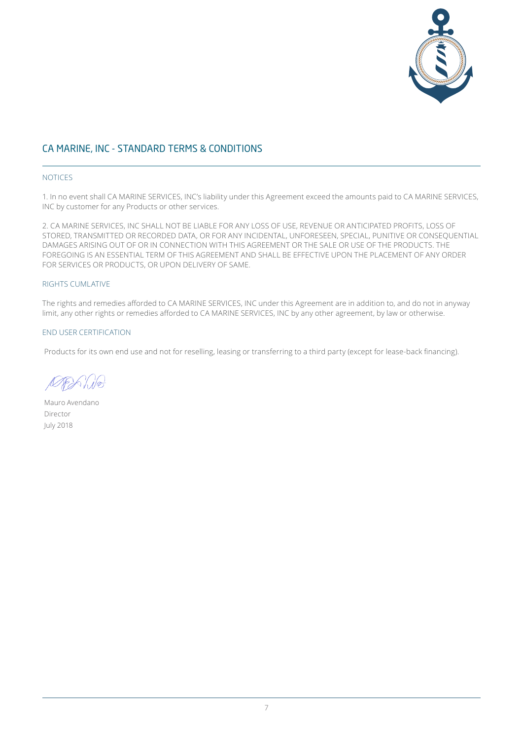## CA MARINE, INC - STANDARD TERMS & CONDITIONS

### NOTICES

1. In no event shall CA MARINE SERVICES, INC's liability under this Agreement exceed the amounts paid to CA MARINE SERVICES, INC by customer for any Products or other services.

2. CA MARINE SERVICES, INC SHALL NOT BE LIABLE FOR ANY LOSS OF USE, REVENUE OR ANTICIPATED PROFITS, LOSS OF STORED, TRANSMITTED OR RECORDED DATA, OR FOR ANY INCIDENTAL, UNFORESEEN, SPECIAL, PUNITIVE OR CONSEQUENTIAL DAMAGES ARISING OUT OF OR IN CONNECTION WITH THIS AGREEMENT OR THE SALE OR USE OF THE PRODUCTS. THE FOREGOING IS AN ESSENTIAL TERM OF THIS AGREEMENT AND SHALL BE EFFECTIVE UPON THE PLACEMENT OF ANY ORDER FOR SERVICES OR PRODUCTS, OR UPON DELIVERY OF SAME.

### RIGHTS CUMLATIVE

The rights and remedies afforded to CA MARINE SERVICES, INC under this Agreement are in addition to, and do not in anyway limit, any other rights or remedies afforded to CA MARINE SERVICES, INC by any other agreement, by law or otherwise.

### END USER CERTIFICATION

Products for its own end use and not for reselling, leasing or transferring to a third party (except for lease-back financing).

Mauro Avendano
Director
July 2018